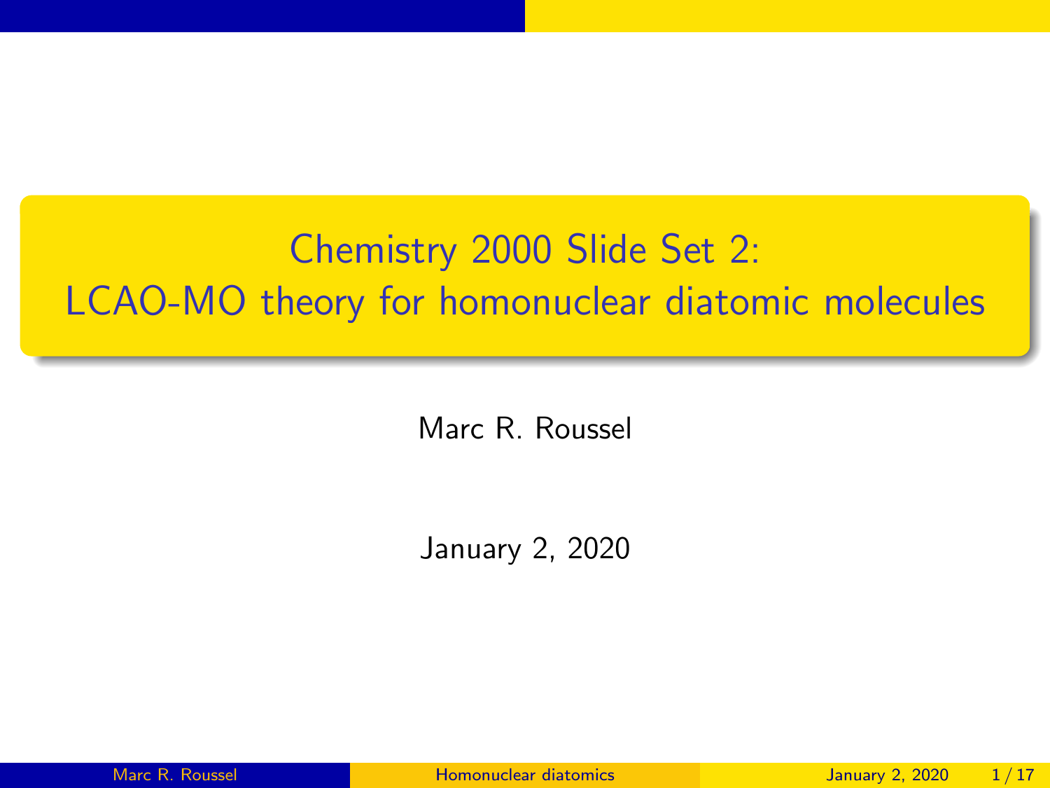# Chemistry 2000 Slide Set 2: LCAO-MO theory for homonuclear diatomic molecules

Marc R. Roussel

January 2, 2020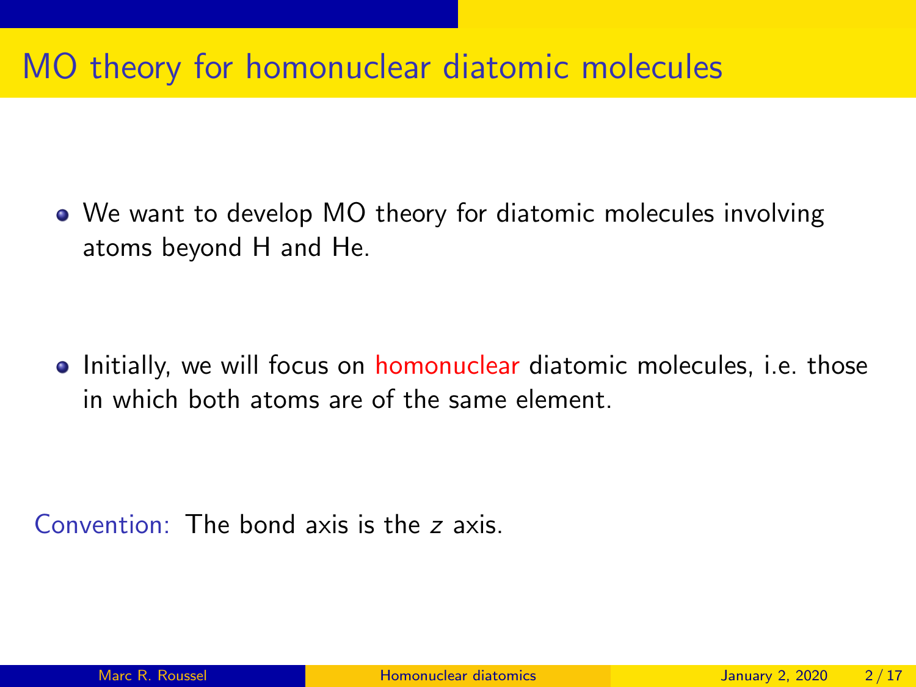# MO theory for homonuclear diatomic molecules

- We want to develop MO theory for diatomic molecules involving atoms beyond H and He.

- Initially, we will focus on homonuclear diatomic molecules, i.e. those in which both atoms are of the same element.

Convention: The bond axis is the $z$ axis.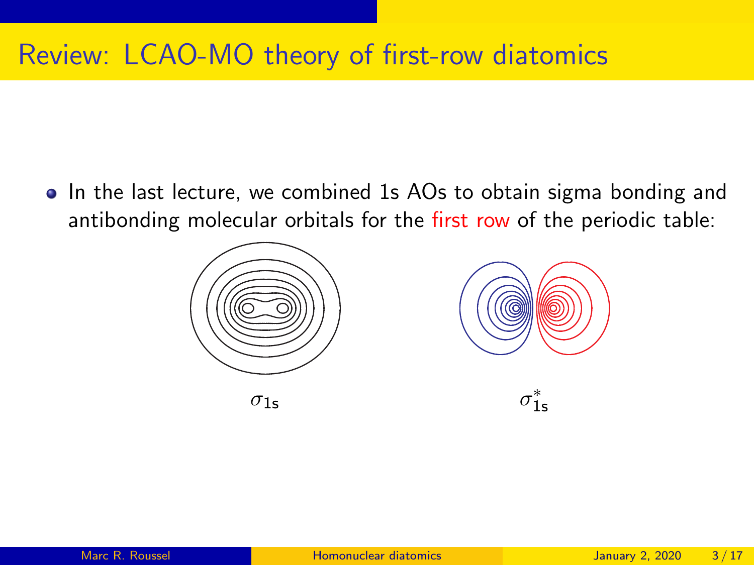# Review: LCAO-MO theory of first-row diatomics

- In the last lecture, we combined 1s AOs to obtain sigma bonding and antibonding molecular orbitals for the first row of the periodic table:

$\sigma_{1s}$

$\sigma^*_{1s}$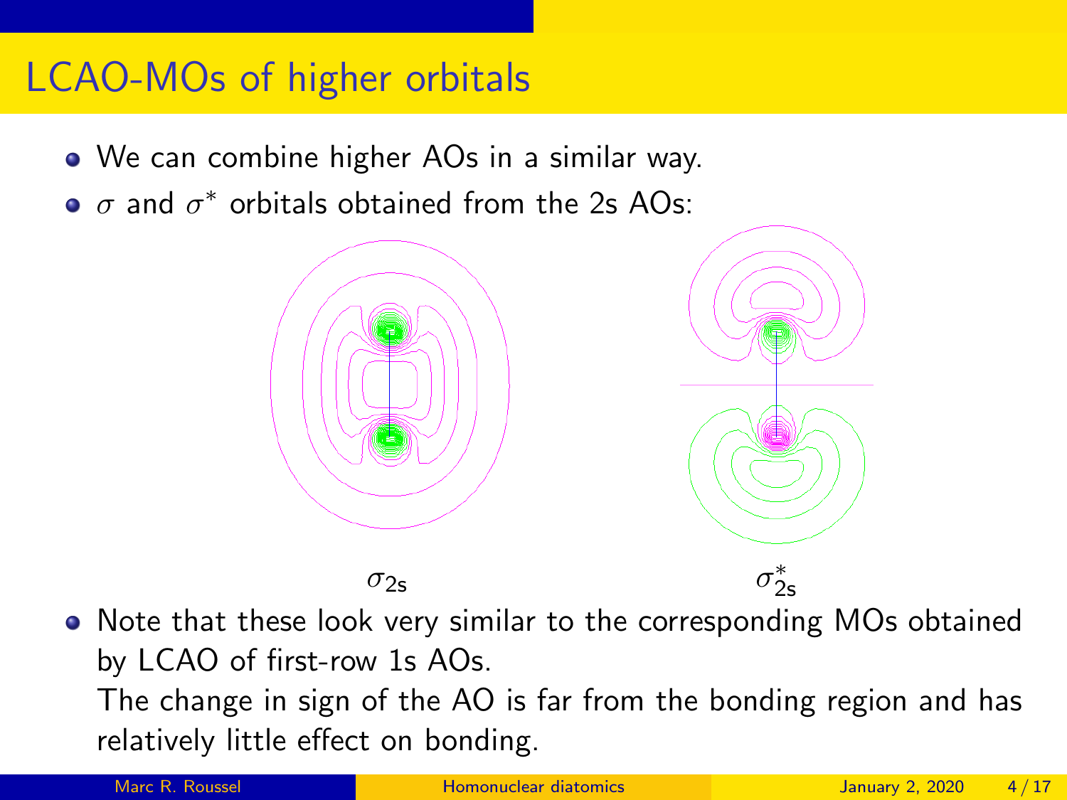# LCAO-MOs of higher orbitals

- We can combine higher AOs in a similar way.
- $\sigma$ and $\sigma^*$ orbitals obtained from the 2s AOs:

$\sigma_{2s}$ $\sigma^*_{2s}$

- Note that these look very similar to the corresponding MOs obtained by LCAO of first-row 1s AOs.
  The change in sign of the AO is far from the bonding region and has relatively little effect on bonding.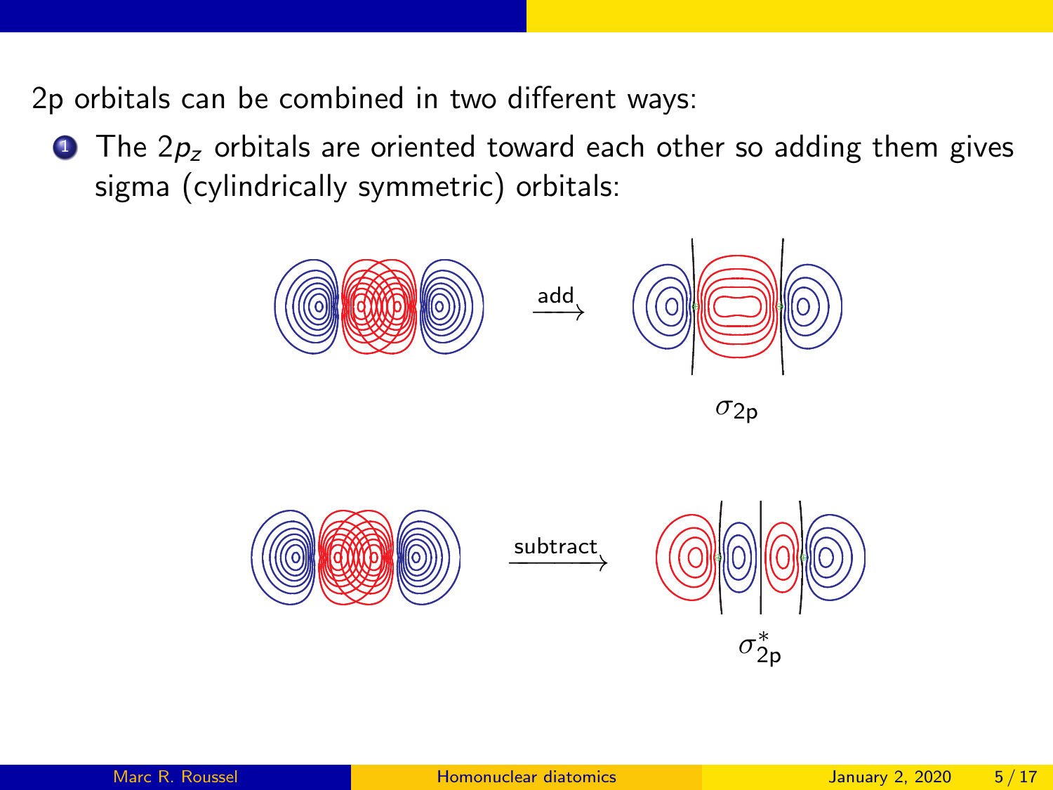2p orbitals can be combined in two different ways:

1. The $2p_z$ orbitals are oriented toward each other so adding them gives sigma (cylindrically symmetric) orbitals:

add

$\sigma_{2p}$

subtract

$\sigma^*_{2p}$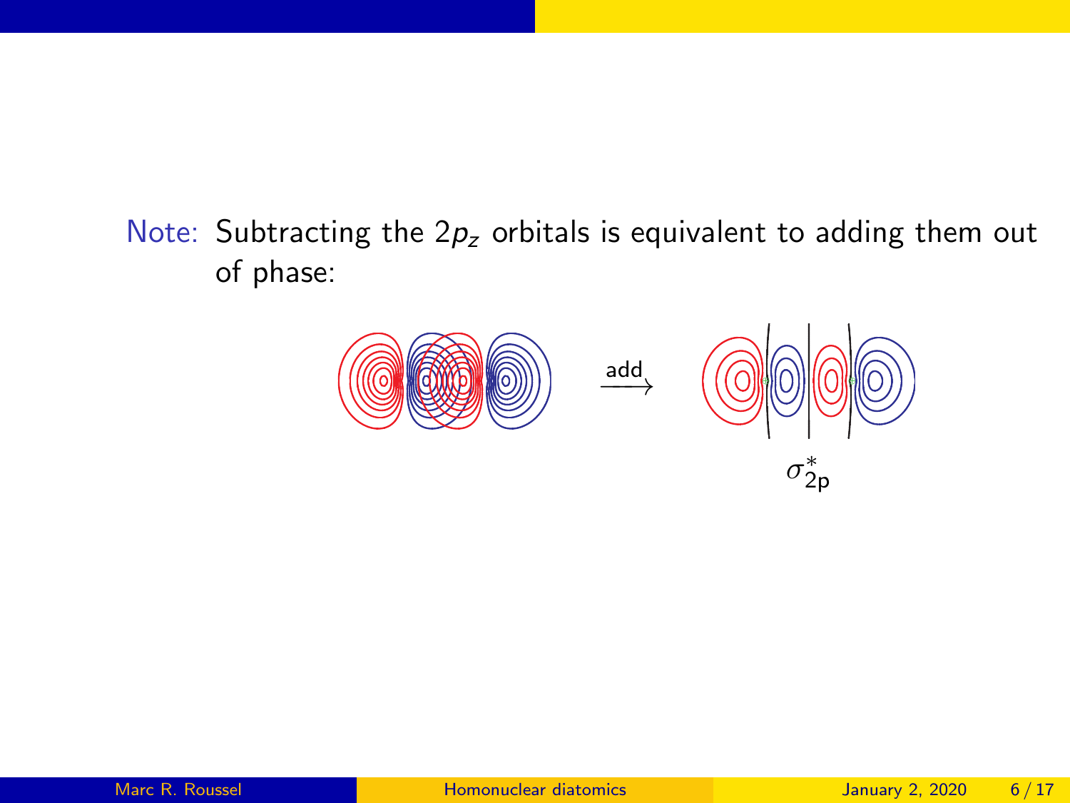Note: Subtracting the $2p_z$ orbitals is equivalent to adding them out of phase:

add $\longrightarrow$

$\sigma^*_{2p}$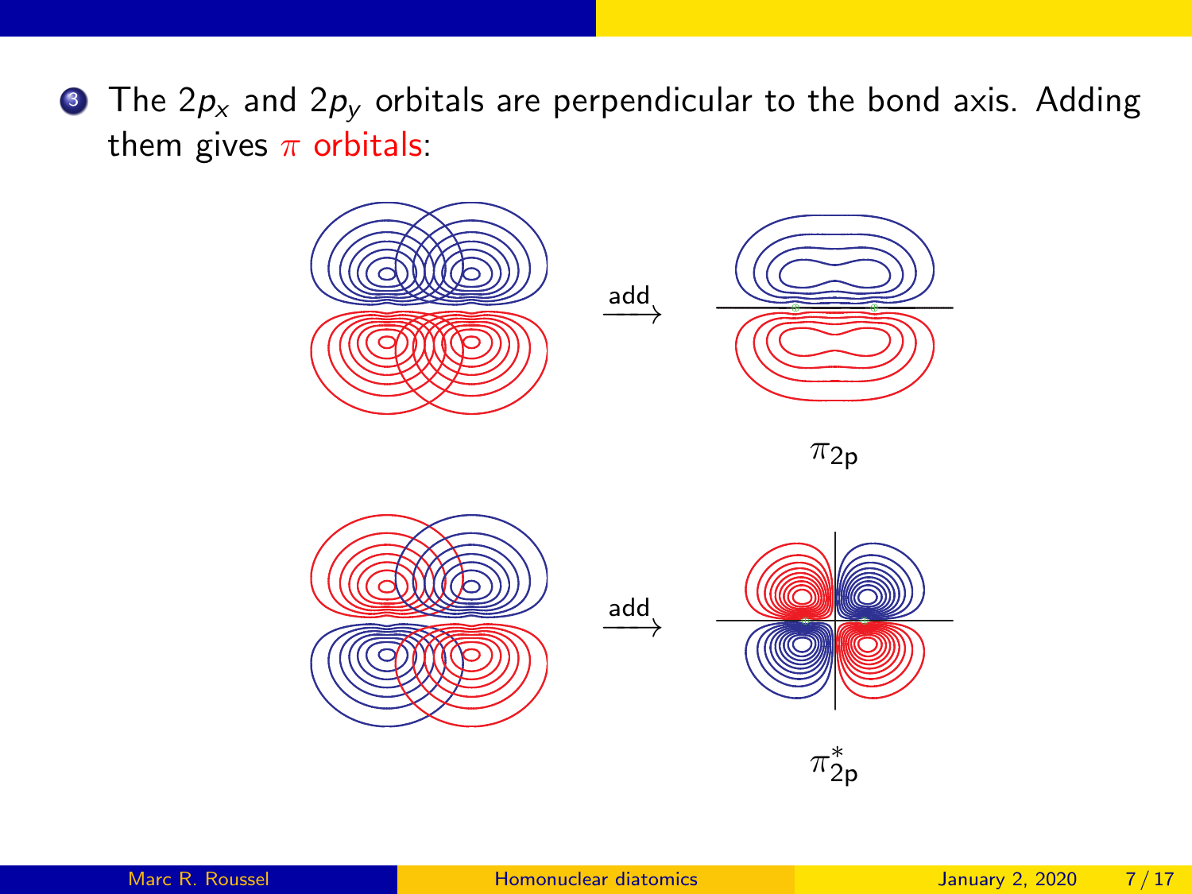3. The $2p_x$ and $2p_y$ orbitals are perpendicular to the bond axis. Adding them gives $\pi$ orbitals:

add $\longrightarrow$ $\pi_{2p}$

add $\longrightarrow$ $\pi^*_{2p}$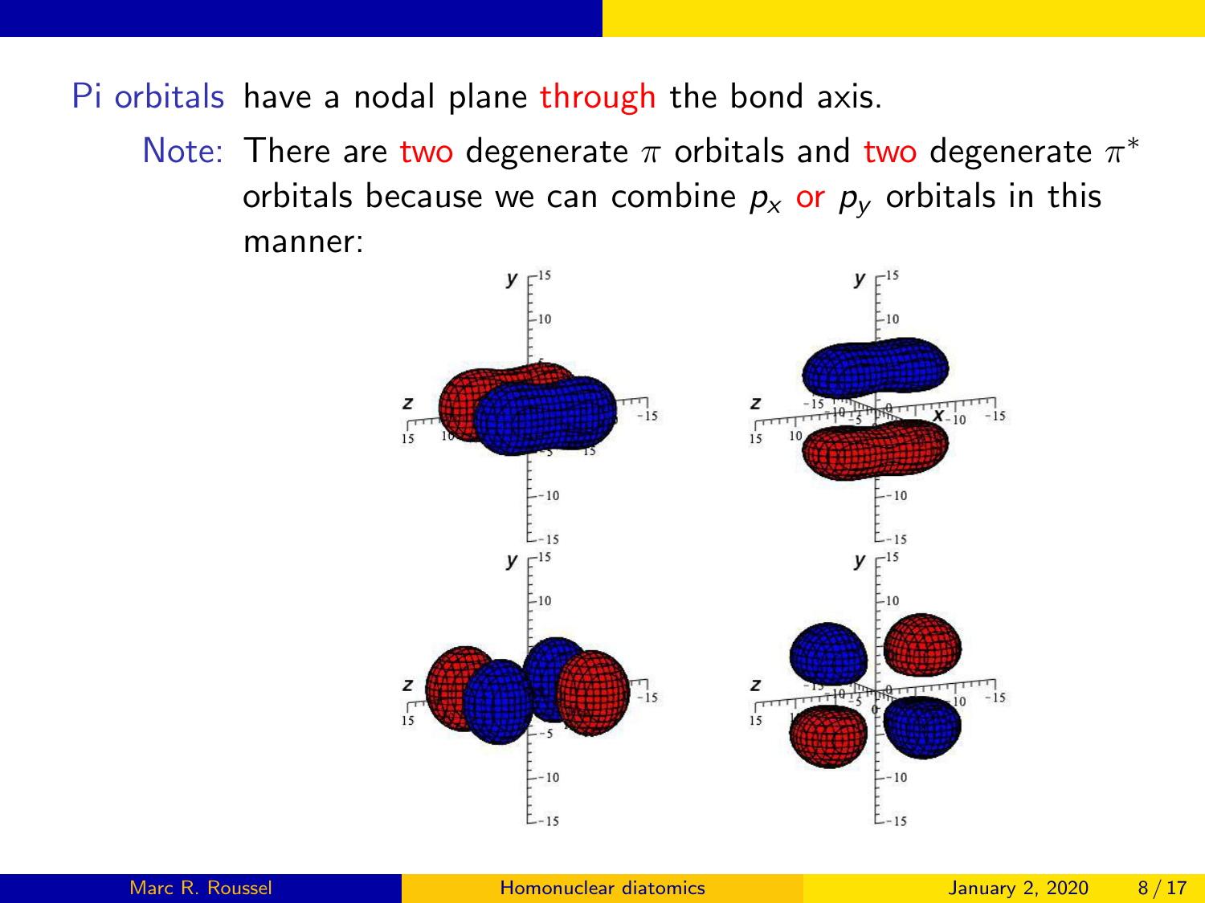Pi orbitals have a nodal plane through the bond axis.

Note: There are two degenerate $\pi$ orbitals and two degenerate $\pi^*$ orbitals because we can combine $p_x$ or $p_y$ orbitals in this manner: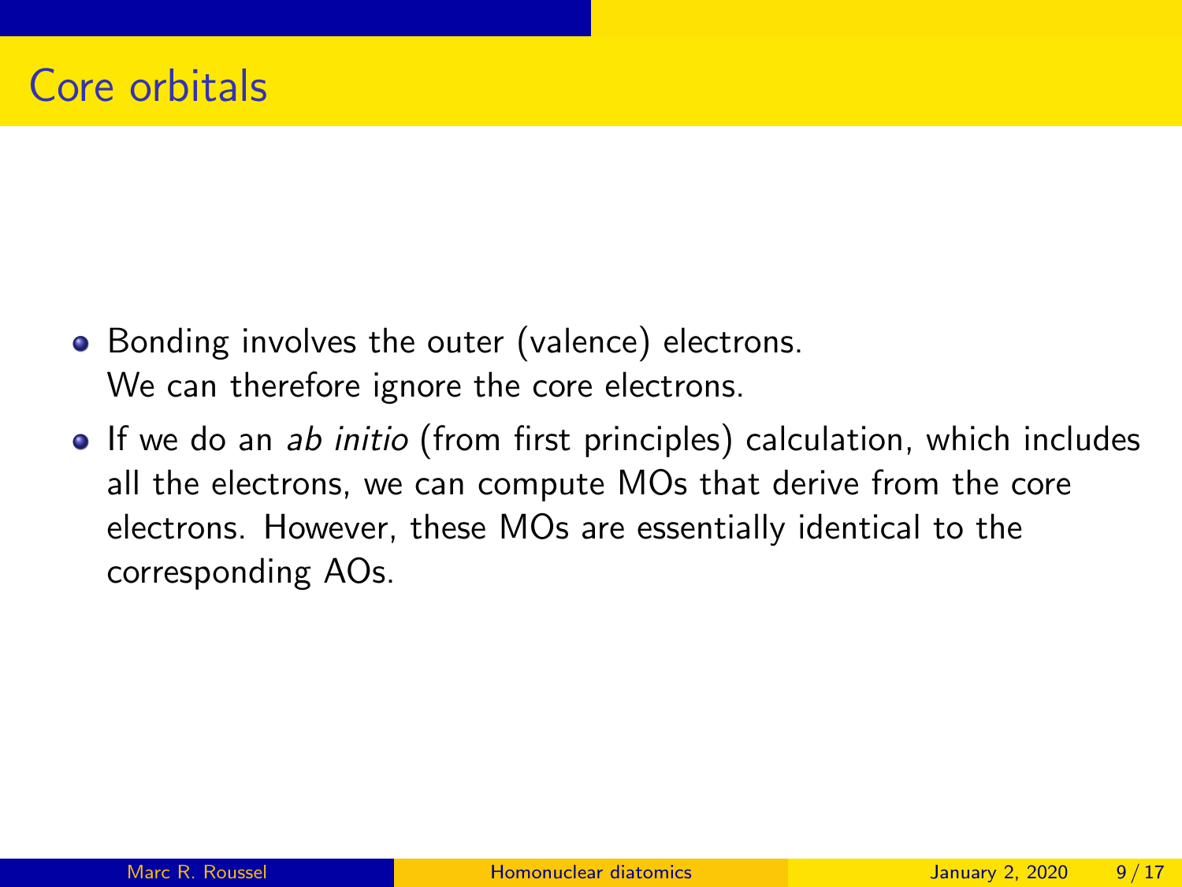# Core orbitals

- Bonding involves the outer (valence) electrons.
  We can therefore ignore the core electrons.
- If we do an *ab initio* (from first principles) calculation, which includes all the electrons, we can compute MOs that derive from the core electrons. However, these MOs are essentially identical to the corresponding AOs.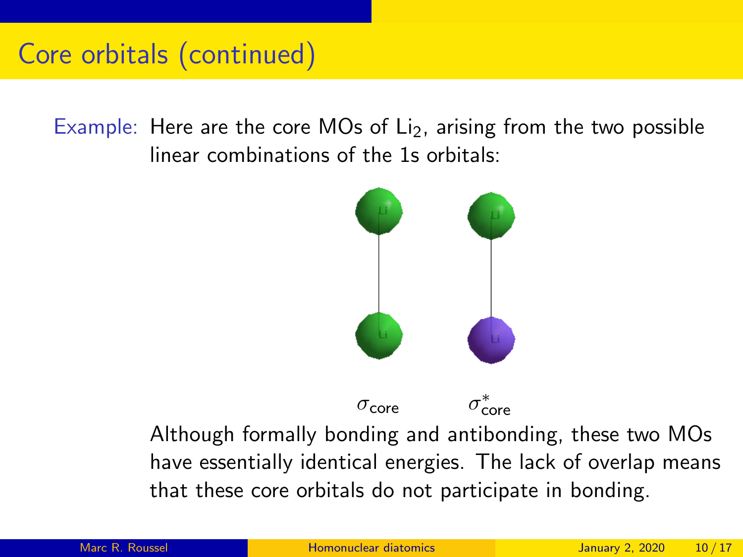# Core orbitals (continued)

Example: Here are the core MOs of $Li_2$, arising from the two possible linear combinations of the 1s orbitals:

$\sigma_{\text{core}}$ $\sigma^*_{\text{core}}$

Although formally bonding and antibonding, these two MOs have essentially identical energies. The lack of overlap means that these core orbitals do not participate in bonding.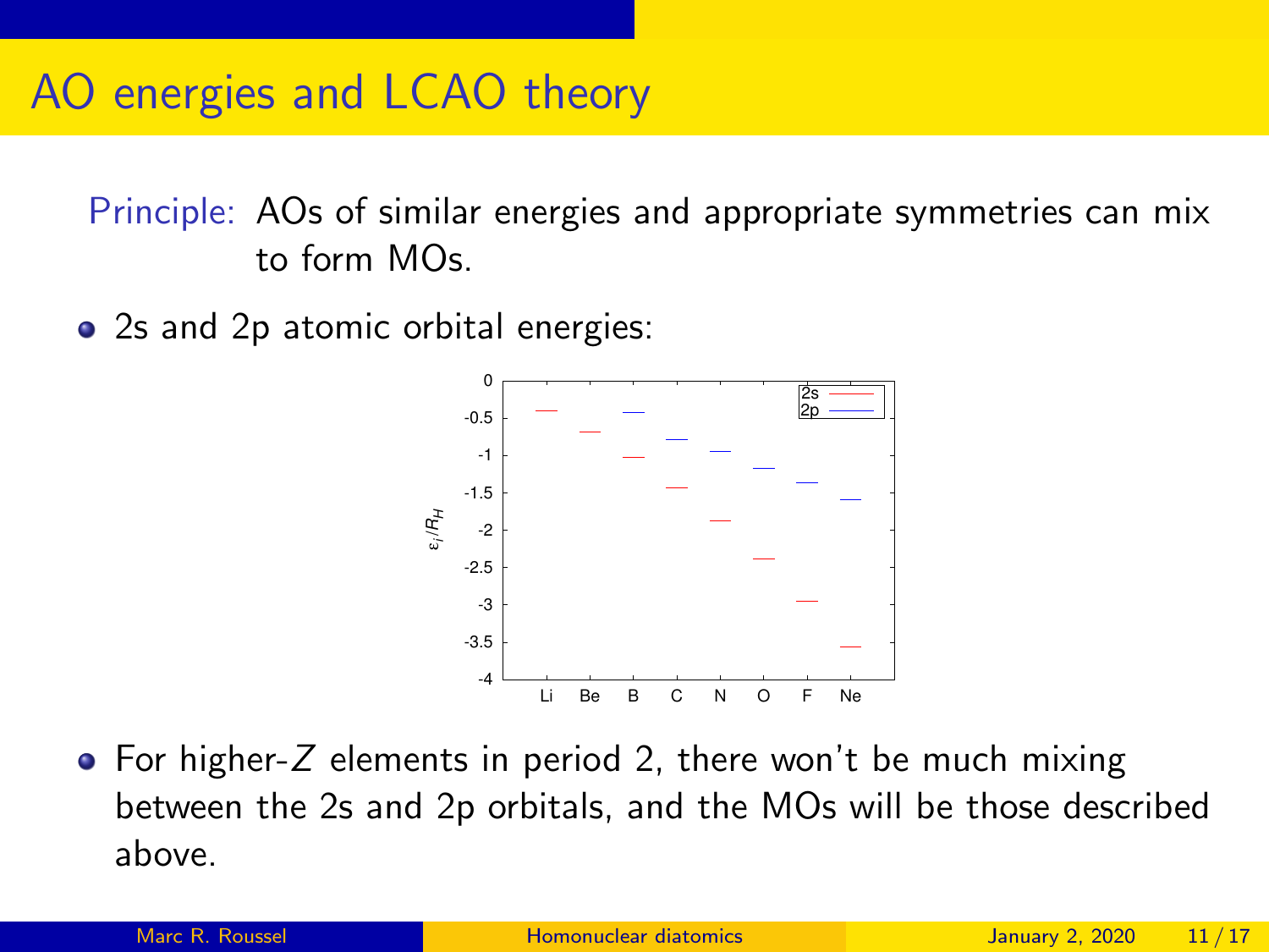# AO energies and LCAO theory

Principle: AOs of similar energies and appropriate symmetries can mix to form MOs.

- 2s and 2p atomic orbital energies:

- For higher-$Z$ elements in period 2, there won't be much mixing between the 2s and 2p orbitals, and the MOs will be those described above.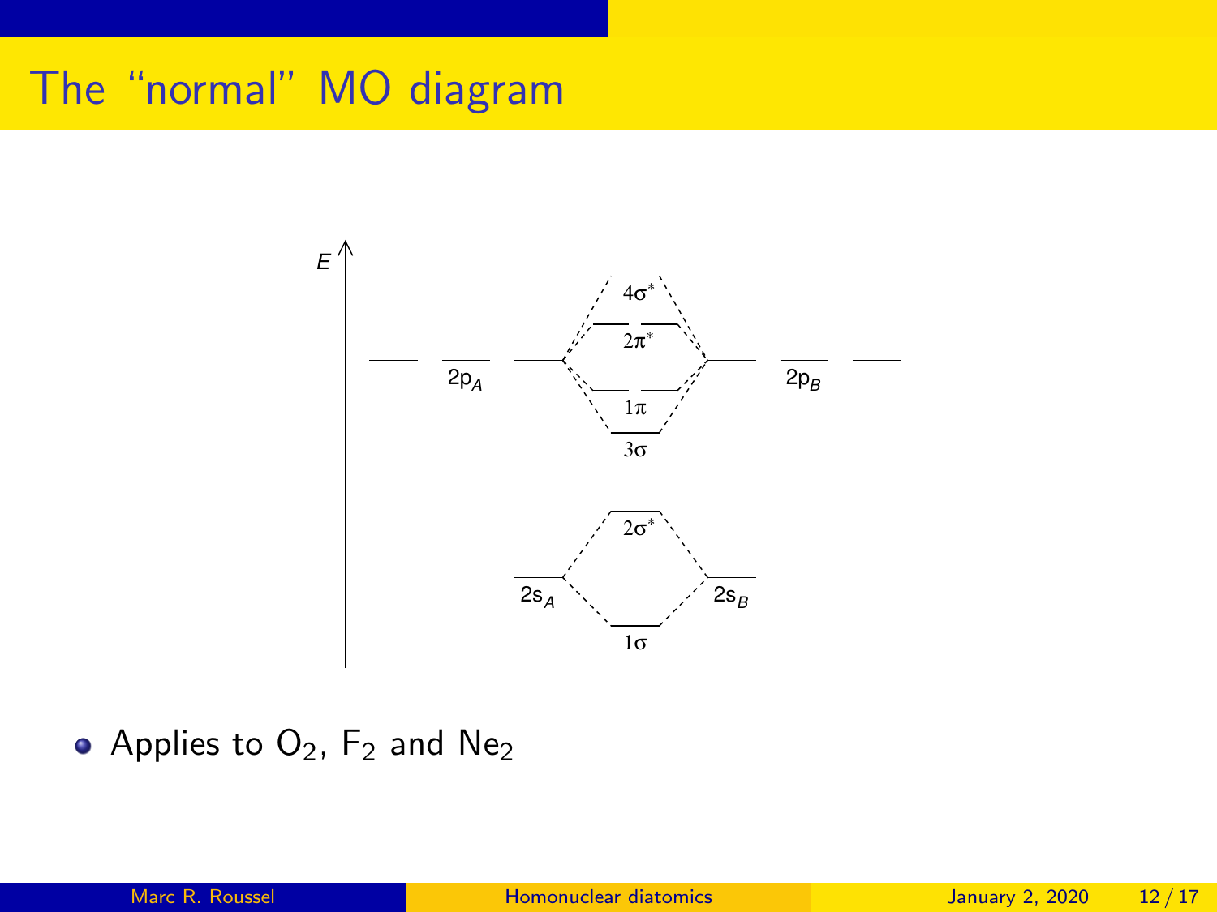# The "normal" MO diagram

- Applies to $O_2$, $F_2$ and $Ne_2$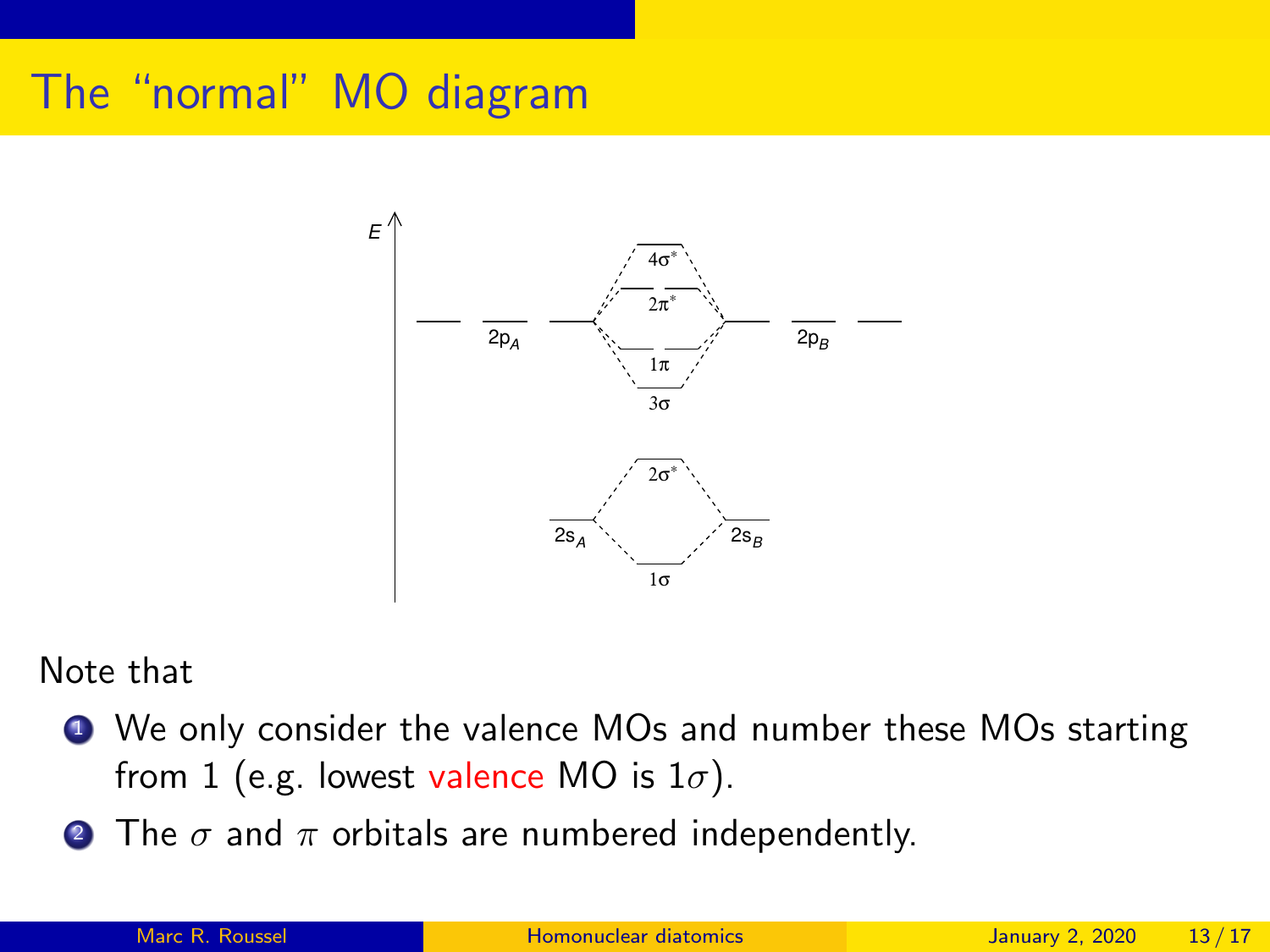# The "normal" MO diagram

Note that

1. We only consider the valence MOs and number these MOs starting from 1 (e.g. lowest valence MO is $1\sigma$).
2. The $\sigma$ and $\pi$ orbitals are numbered independently.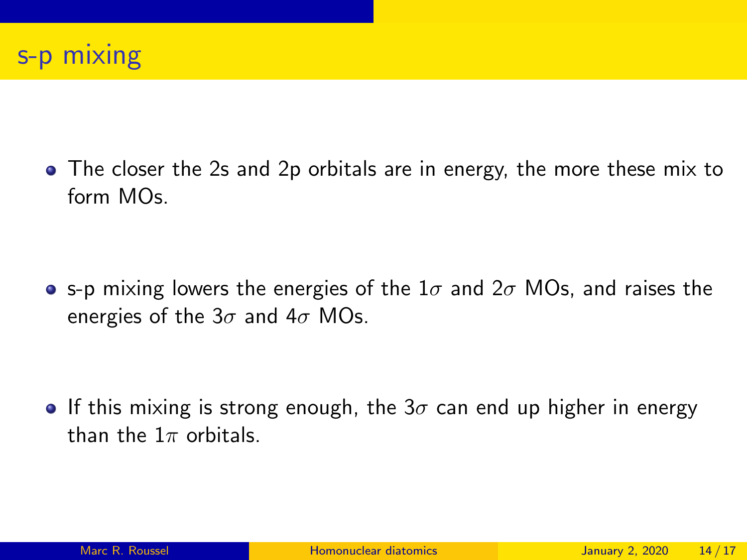# s-p mixing

- The closer the 2s and 2p orbitals are in energy, the more these mix to form MOs.
- s-p mixing lowers the energies of the $1\sigma$ and $2\sigma$ MOs, and raises the energies of the $3\sigma$ and $4\sigma$ MOs.
- If this mixing is strong enough, the $3\sigma$ can end up higher in energy than the $1\pi$ orbitals.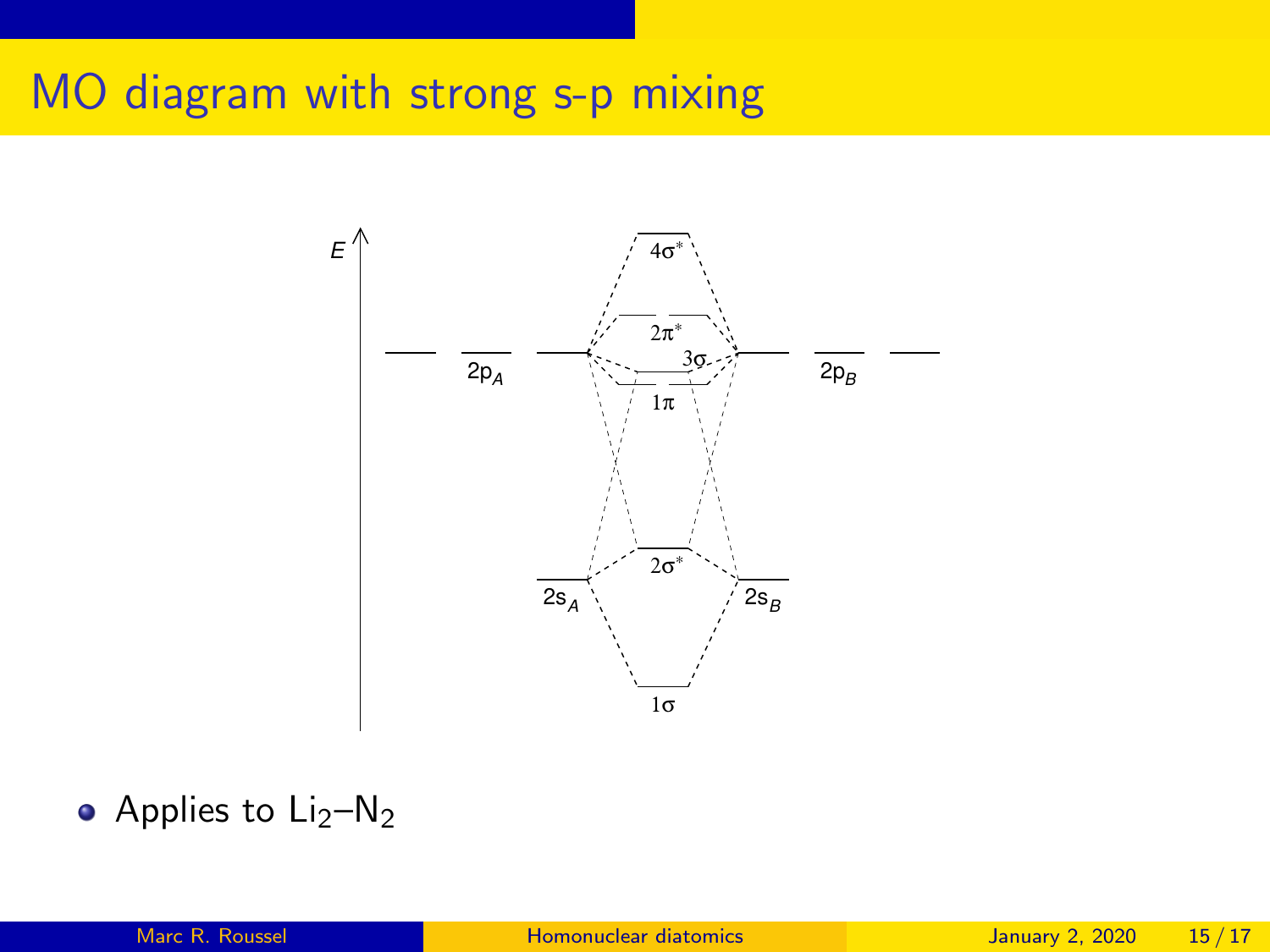# MO diagram with strong s-p mixing

$E$

$4\sigma^*$

$2\pi^*$

$2p_A$

$3\sigma$

$2p_B$

$1\pi$

$2\sigma^*$

$2s_A$

$2s_B$

$1\sigma$

- Applies to $Li_2$–$N_2$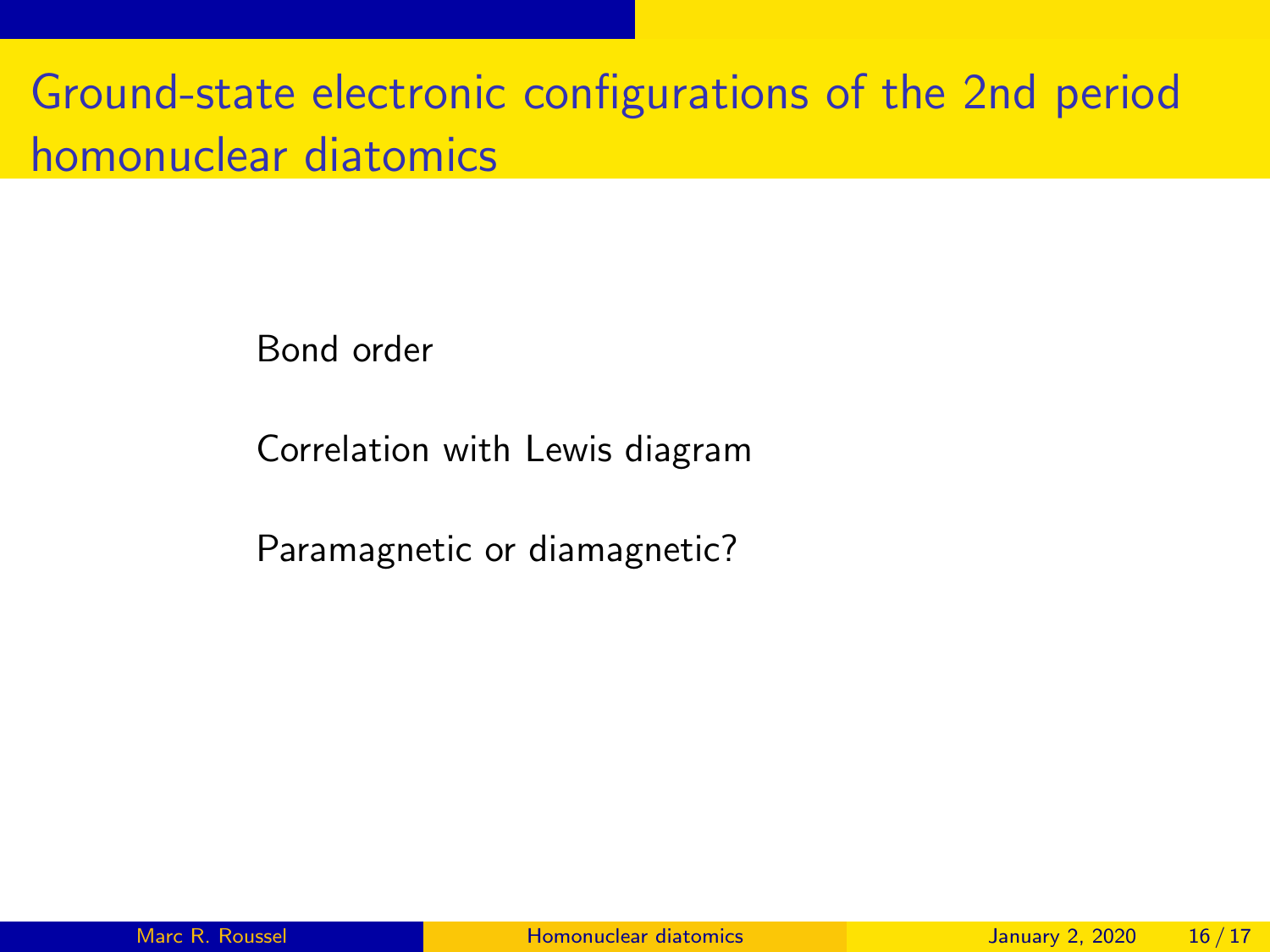# Ground-state electronic configurations of the 2nd period homonuclear diatomics

Bond order

Correlation with Lewis diagram

Paramagnetic or diamagnetic?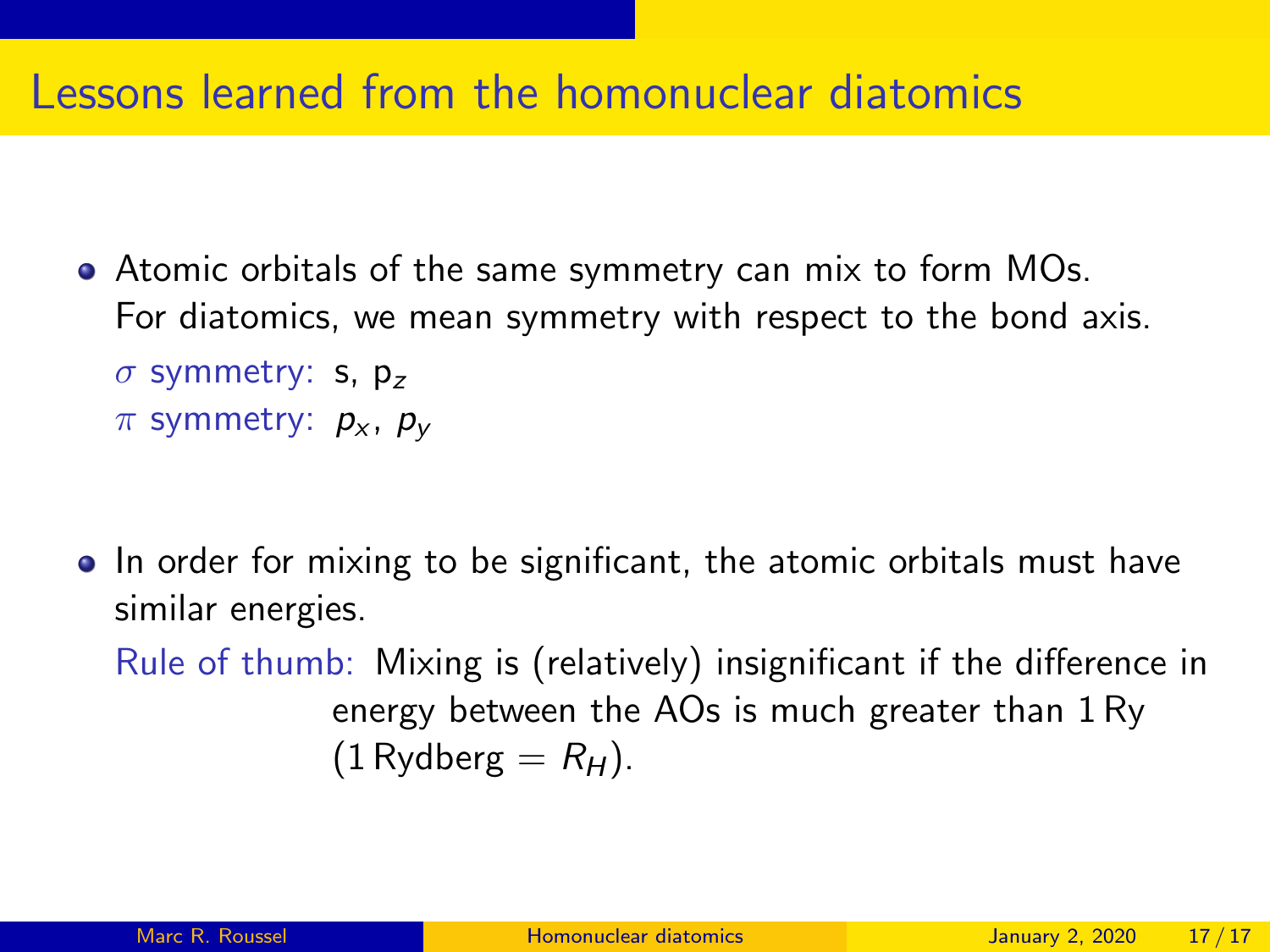# Lessons learned from the homonuclear diatomics

- Atomic orbitals of the same symmetry can mix to form MOs. For diatomics, we mean symmetry with respect to the bond axis.

  $\sigma$ symmetry: s, $p_z$

  $\pi$ symmetry: $p_x$, $p_y$

- In order for mixing to be significant, the atomic orbitals must have similar energies.

  Rule of thumb: Mixing is (relatively) insignificant if the difference in energy between the AOs is much greater than 1 Ry (1 Rydberg $= R_H$).